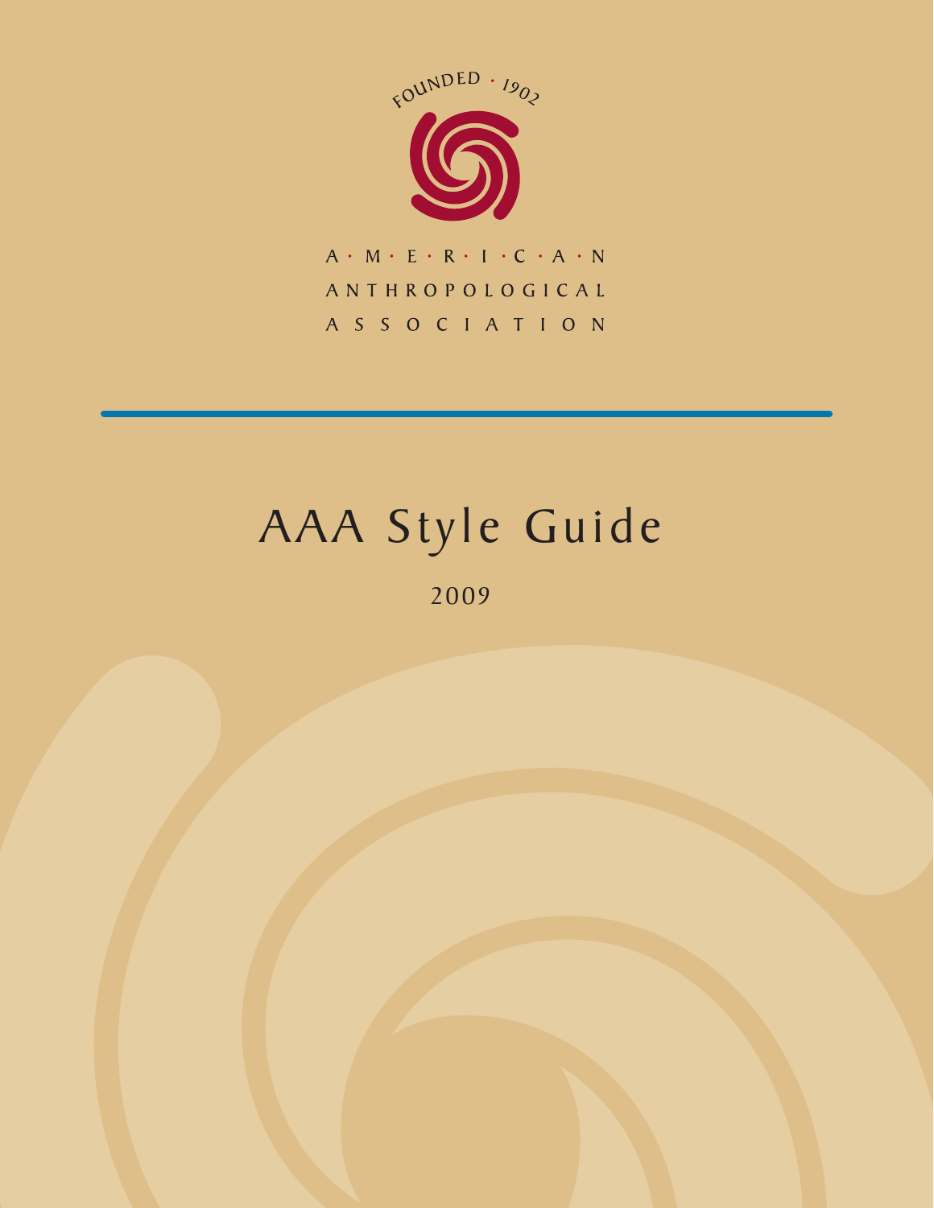FOUNDED · 1902

AMERICAN
ANTHROPOLOGICAL
ASSOCIATION

# AAA Style Guide

2009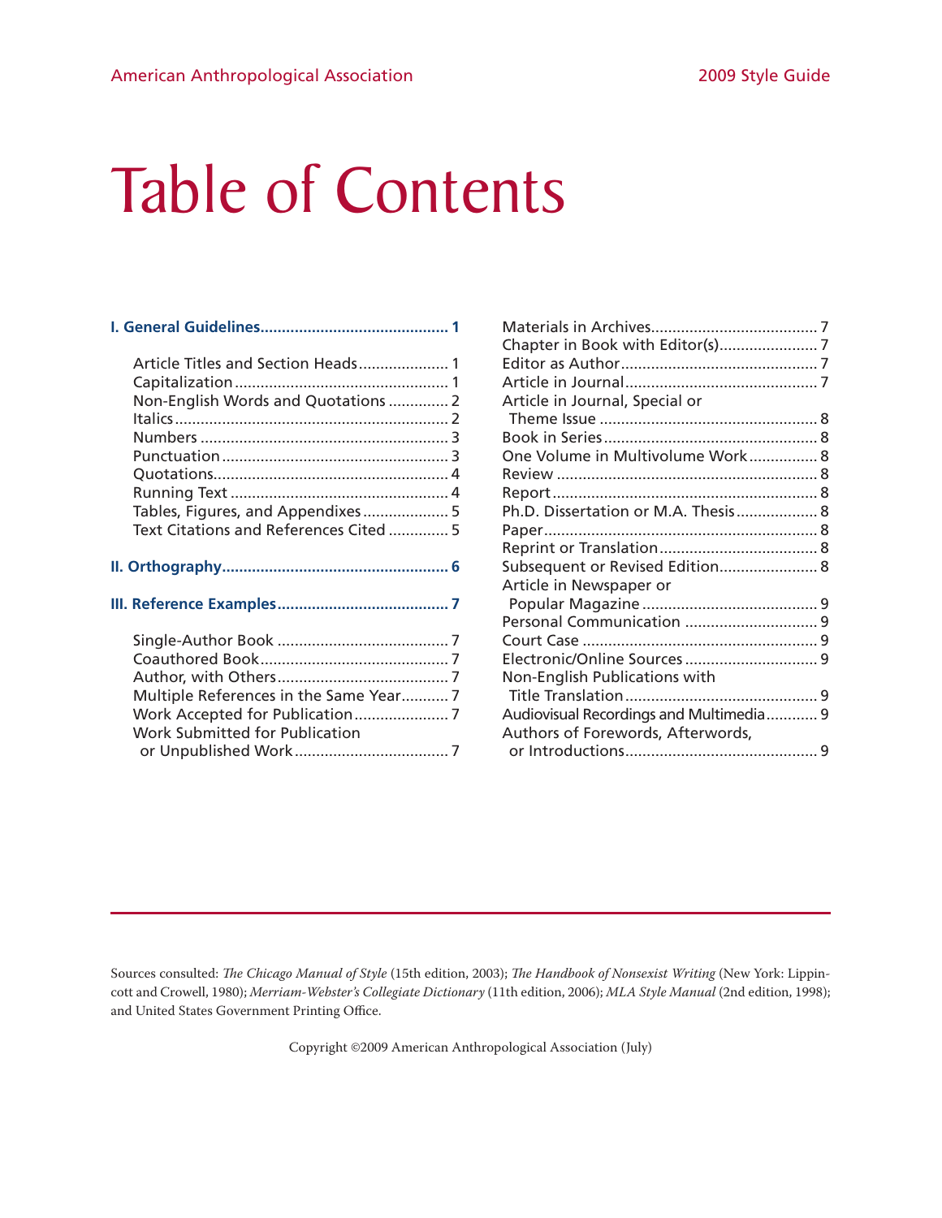# Table of Contents

**I. General Guidelines........................................... 1**

- Article Titles and Section Heads .................... 1
- Capitalization .................................................. 1
- Non-English Words and Quotations .............. 2
- Italics ................................................................ 2
- Numbers .......................................................... 3
- Punctuation ..................................................... 3
- Quotations....................................................... 4
- Running Text ................................................... 4
- Tables, Figures, and Appendixes .................... 5
- Text Citations and References Cited .............. 5

**II. Orthography.................................................... 6**

**III. Reference Examples........................................ 7**

- Single-Author Book ........................................ 7
- Coauthored Book............................................ 7
- Author, with Others........................................ 7
- Multiple References in the Same Year........... 7
- Work Accepted for Publication...................... 7
- Work Submitted for Publication or Unpublished Work .................................... 7
- Materials in Archives...................................... 7
- Chapter in Book with Editor(s)....................... 7
- Editor as Author.............................................. 7
- Article in Journal............................................. 7
- Article in Journal, Special or Theme Issue .................................................. 8
- Book in Series.................................................. 8
- One Volume in Multivolume Work................ 8
- Review ............................................................. 8
- Report .............................................................. 8
- Ph.D. Dissertation or M.A. Thesis................... 8
- Paper................................................................ 8
- Reprint or Translation..................................... 8
- Subsequent or Revised Edition....................... 8
- Article in Newspaper or Popular Magazine ......................................... 9
- Personal Communication ............................... 9
- Court Case ....................................................... 9
- Electronic/Online Sources ............................... 9
- Non-English Publications with Title Translation ............................................. 9
- Audiovisual Recordings and Multimedia............ 9
- Authors of Forewords, Afterwords, or Introductions............................................. 9

---

Sources consulted: *The Chicago Manual of Style* (15th edition, 2003); *The Handbook of Nonsexist Writing* (New York: Lippincott and Crowell, 1980); *Merriam-Webster's Collegiate Dictionary* (11th edition, 2006); *MLA Style Manual* (2nd edition, 1998); and United States Government Printing Office.

Copyright ©2009 American Anthropological Association (July)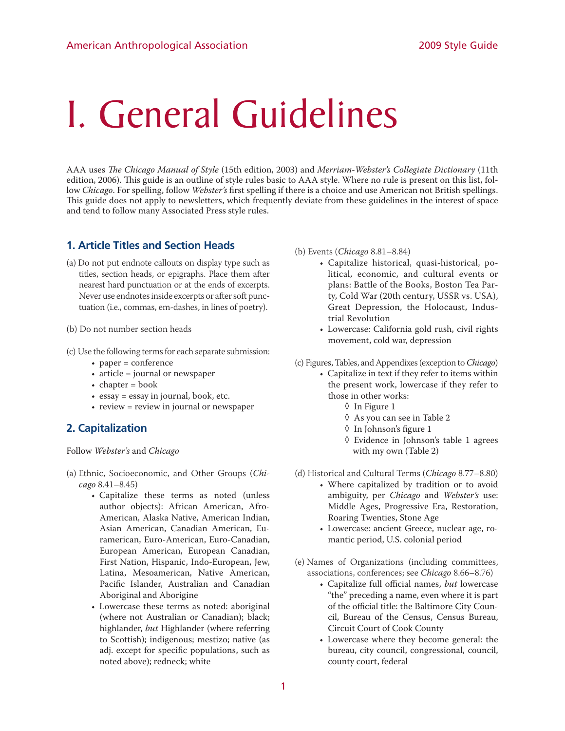# I. General Guidelines

AAA uses *The Chicago Manual of Style* (15th edition, 2003) and *Merriam-Webster's Collegiate Dictionary* (11th edition, 2006). This guide is an outline of style rules basic to AAA style. Where no rule is present on this list, follow *Chicago*. For spelling, follow *Webster's* first spelling if there is a choice and use American not British spellings. This guide does not apply to newsletters, which frequently deviate from these guidelines in the interest of space and tend to follow many Associated Press style rules.

## 1. Article Titles and Section Heads

(a) Do not put endnote callouts on display type such as titles, section heads, or epigraphs. Place them after nearest hard punctuation or at the ends of excerpts. Never use endnotes inside excerpts or after soft punctuation (i.e., commas, em-dashes, in lines of poetry).

(b) Do not number section heads

(c) Use the following terms for each separate submission:

- paper = conference
- article = journal or newspaper
- chapter = book
- essay = essay in journal, book, etc.
- review = review in journal or newspaper

## 2. Capitalization

Follow *Webster's* and *Chicago*

(a) Ethnic, Socioeconomic, and Other Groups (*Chicago* 8.41–8.45)

- Capitalize these terms as noted (unless author objects): African American, Afro-American, Alaska Native, American Indian, Asian American, Canadian American, Euramerican, Euro-American, Euro-Canadian, European American, European Canadian, First Nation, Hispanic, Indo-European, Jew, Latina, Mesoamerican, Native American, Pacific Islander, Australian and Canadian Aboriginal and Aborigine
- Lowercase these terms as noted: aboriginal (where not Australian or Canadian); black; highlander, *but* Highlander (where referring to Scottish); indigenous; mestizo; native (as adj. except for specific populations, such as noted above); redneck; white

(b) Events (*Chicago* 8.81–8.84)

- Capitalize historical, quasi-historical, political, economic, and cultural events or plans: Battle of the Books, Boston Tea Party, Cold War (20th century, USSR vs. USA), Great Depression, the Holocaust, Industrial Revolution
- Lowercase: California gold rush, civil rights movement, cold war, depression

(c) Figures, Tables, and Appendixes (exception to *Chicago*)

- Capitalize in text if they refer to items within the present work, lowercase if they refer to those in other works:
  - ◊ In Figure 1
  - ◊ As you can see in Table 2
  - ◊ In Johnson's figure 1
  - ◊ Evidence in Johnson's table 1 agrees with my own (Table 2)

(d) Historical and Cultural Terms (*Chicago* 8.77–8.80)

- Where capitalized by tradition or to avoid ambiguity, per *Chicago* and *Webster's* use: Middle Ages, Progressive Era, Restoration, Roaring Twenties, Stone Age
- Lowercase: ancient Greece, nuclear age, romantic period, U.S. colonial period

(e) Names of Organizations (including committees, associations, conferences; see *Chicago* 8.66–8.76)

- Capitalize full official names, *but* lowercase "the" preceding a name, even where it is part of the official title: the Baltimore City Council, Bureau of the Census, Census Bureau, Circuit Court of Cook County
- Lowercase where they become general: the bureau, city council, congressional, council, county court, federal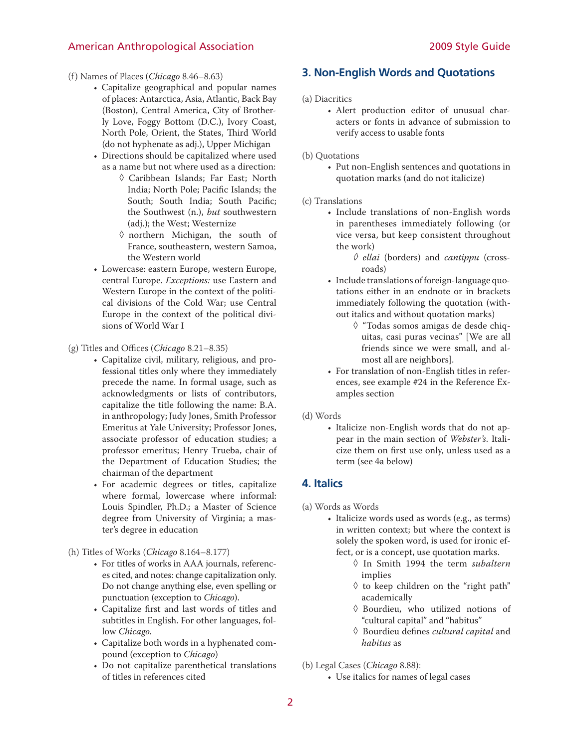(f) Names of Places (*Chicago* 8.46–8.63)

- Capitalize geographical and popular names of places: Antarctica, Asia, Atlantic, Back Bay (Boston), Central America, City of Brotherly Love, Foggy Bottom (D.C.), Ivory Coast, North Pole, Orient, the States, Third World (do not hyphenate as adj.), Upper Michigan
- Directions should be capitalized where used as a name but not where used as a direction:
  - ◊ Caribbean Islands; Far East; North India; North Pole; Pacific Islands; the South; South India; South Pacific; the Southwest (n.), *but* southwestern (adj.); the West; Westernize
  - ◊ northern Michigan, the south of France, southeastern, western Samoa, the Western world
- Lowercase: eastern Europe, western Europe, central Europe. *Exceptions:* use Eastern and Western Europe in the context of the political divisions of the Cold War; use Central Europe in the context of the political divisions of World War I

(g) Titles and Offices (*Chicago* 8.21–8.35)

- Capitalize civil, military, religious, and professional titles only where they immediately precede the name. In formal usage, such as acknowledgments or lists of contributors, capitalize the title following the name: B.A. in anthropology; Judy Jones, Smith Professor Emeritus at Yale University; Professor Jones, associate professor of education studies; a professor emeritus; Henry Trueba, chair of the Department of Education Studies; the chairman of the department
- For academic degrees or titles, capitalize where formal, lowercase where informal: Louis Spindler, Ph.D.; a Master of Science degree from University of Virginia; a master's degree in education

(h) Titles of Works (*Chicago* 8.164–8.177)

- For titles of works in AAA journals, references cited, and notes: change capitalization only. Do not change anything else, even spelling or punctuation (exception to *Chicago*).
- Capitalize first and last words of titles and subtitles in English. For other languages, follow *Chicago*.
- Capitalize both words in a hyphenated compound (exception to *Chicago*)
- Do not capitalize parenthetical translations of titles in references cited

## 3. Non-English Words and Quotations

(a) Diacritics

- Alert production editor of unusual characters or fonts in advance of submission to verify access to usable fonts

(b) Quotations

- Put non-English sentences and quotations in quotation marks (and do not italicize)

(c) Translations

- Include translations of non-English words in parentheses immediately following (or vice versa, but keep consistent throughout the work)
  - ◊ *ellai* (borders) and *cantippu* (crossroads)
- Include translations of foreign-language quotations either in an endnote or in brackets immediately following the quotation (without italics and without quotation marks)
  - ◊ "Todas somos amigas de desde chiquitas, casi puras vecinas" [We are all friends since we were small, and almost all are neighbors].
- For translation of non-English titles in references, see example #24 in the Reference Examples section

(d) Words

- Italicize non-English words that do not appear in the main section of *Webster's*. Italicize them on first use only, unless used as a term (see 4a below)

## 4. Italics

(a) Words as Words

- Italicize words used as words (e.g., as terms) in written context; but where the context is solely the spoken word, is used for ironic effect, or is a concept, use quotation marks.
  - ◊ In Smith 1994 the term *subaltern* implies
  - ◊ to keep children on the "right path" academically
  - ◊ Bourdieu, who utilized notions of "cultural capital" and "habitus"
  - ◊ Bourdieu defines *cultural capital* and *habitus* as

(b) Legal Cases (*Chicago* 8.88):

- Use italics for names of legal cases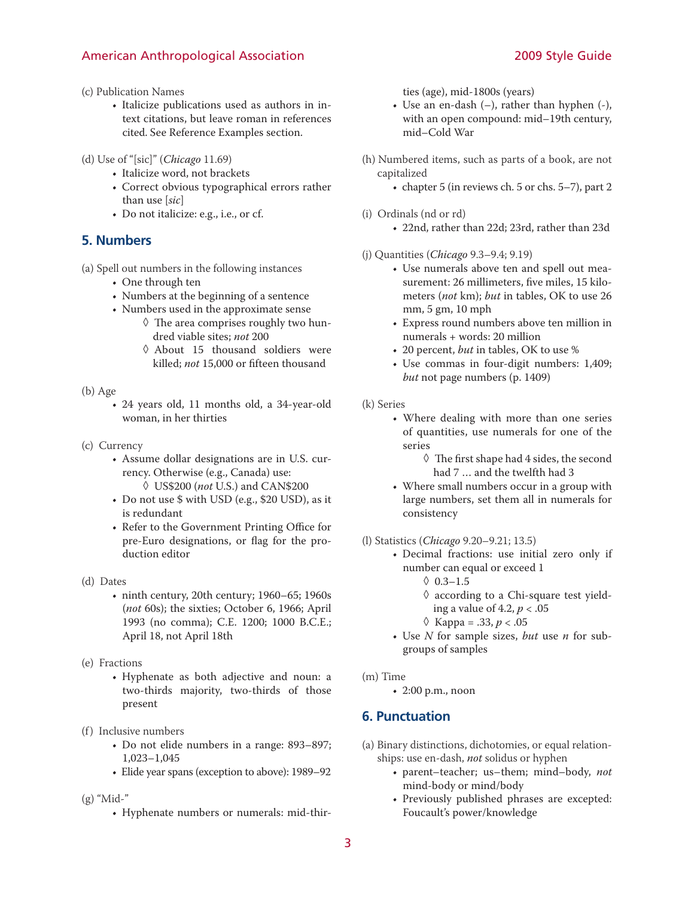(c) Publication Names

- Italicize publications used as authors in in-text citations, but leave roman in references cited. See Reference Examples section.

(d) Use of "[sic]" (*Chicago* 11.69)

- Italicize word, not brackets
- Correct obvious typographical errors rather than use [*sic*]
- Do not italicize: e.g., i.e., or cf.

## 5. Numbers

(a) Spell out numbers in the following instances

- One through ten
- Numbers at the beginning of a sentence
- Numbers used in the approximate sense
    - ◊ The area comprises roughly two hundred viable sites; *not* 200
    - ◊ About 15 thousand soldiers were killed; *not* 15,000 or fifteen thousand

(b) Age

- 24 years old, 11 months old, a 34-year-old woman, in her thirties

(c) Currency

- Assume dollar designations are in U.S. currency. Otherwise (e.g., Canada) use:
    - ◊ US$200 (*not* U.S.) and CAN$200
- Do not use $ with USD (e.g., $20 USD), as it is redundant
- Refer to the Government Printing Office for pre-Euro designations, or flag for the production editor

(d) Dates

- ninth century, 20th century; 1960–65; 1960s (*not* 60s); the sixties; October 6, 1966; April 1993 (no comma); C.E. 1200; 1000 B.C.E.; April 18, not April 18th

(e) Fractions

- Hyphenate as both adjective and noun: a two-thirds majority, two-thirds of those present

(f) Inclusive numbers

- Do not elide numbers in a range: 893–897; 1,023–1,045
- Elide year spans (exception to above): 1989–92

(g) "Mid-"

- Hyphenate numbers or numerals: mid-thirties (age), mid-1800s (years)
- Use an en-dash (–), rather than hyphen (-), with an open compound: mid–19th century, mid–Cold War

(h) Numbered items, such as parts of a book, are not capitalized

- chapter 5 (in reviews ch. 5 or chs. 5–7), part 2

(i) Ordinals (nd or rd)

- 22nd, rather than 22d; 23rd, rather than 23d

(j) Quantities (*Chicago* 9.3–9.4; 9.19)

- Use numerals above ten and spell out measurement: 26 millimeters, five miles, 15 kilometers (*not* km); *but* in tables, OK to use 26 mm, 5 gm, 10 mph
- Express round numbers above ten million in numerals + words: 20 million
- 20 percent, *but* in tables, OK to use %
- Use commas in four-digit numbers: 1,409; *but* not page numbers (p. 1409)

(k) Series

- Where dealing with more than one series of quantities, use numerals for one of the series
    - ◊ The first shape had 4 sides, the second had 7 … and the twelfth had 3
- Where small numbers occur in a group with large numbers, set them all in numerals for consistency

(l) Statistics (*Chicago* 9.20–9.21; 13.5)

- Decimal fractions: use initial zero only if number can equal or exceed 1
    - ◊ 0.3–1.5
    - ◊ according to a Chi-square test yielding a value of 4.2, $p < .05$
    - ◊ Kappa = .33, $p < .05$
- Use $N$ for sample sizes, *but* use $n$ for subgroups of samples

(m) Time

- 2:00 p.m., noon

## 6. Punctuation

(a) Binary distinctions, dichotomies, or equal relationships: use en-dash, *not* solidus or hyphen

- parent–teacher; us–them; mind–body, *not* mind-body or mind/body
- Previously published phrases are excepted: Foucault's power/knowledge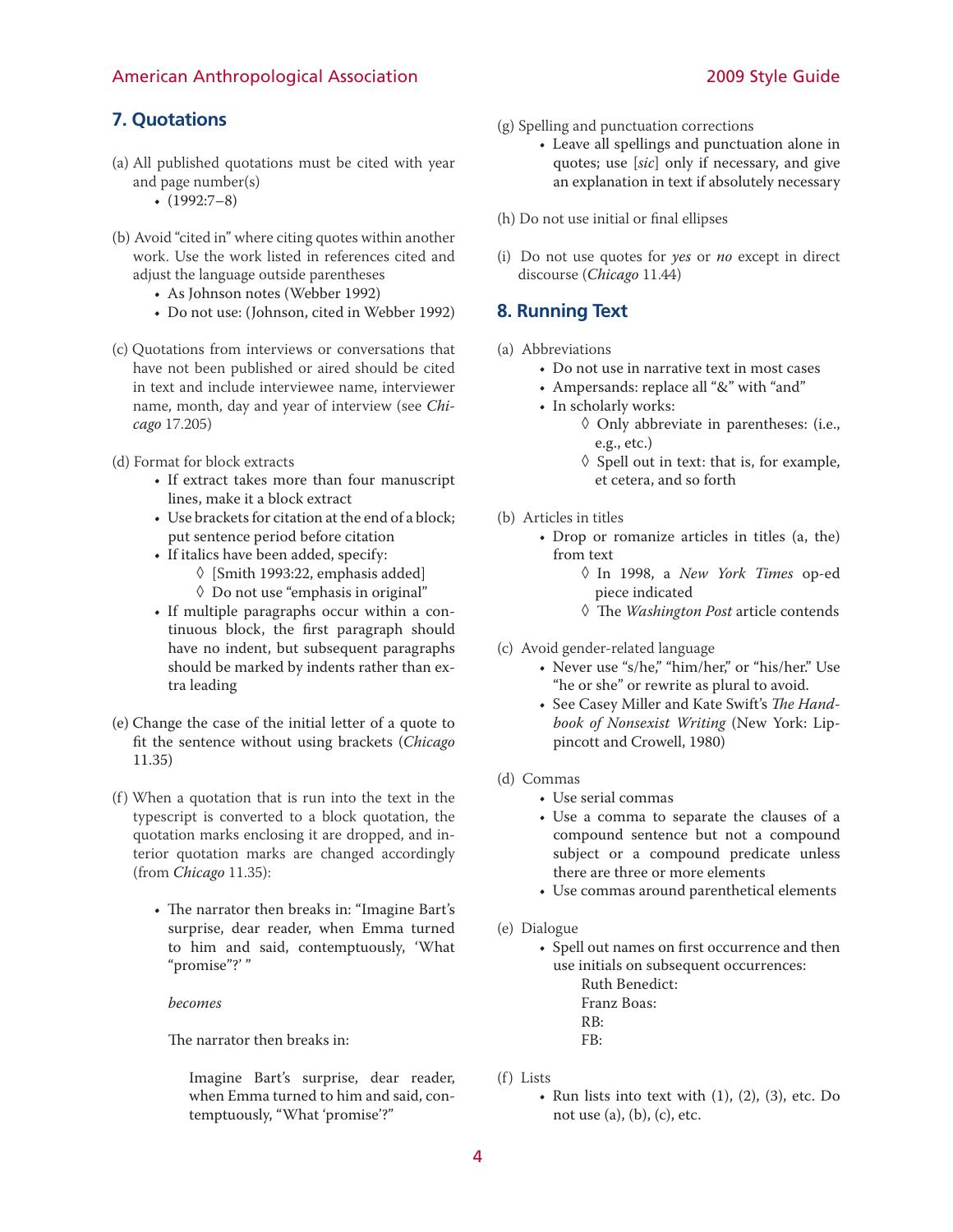## 7. Quotations

(a) All published quotations must be cited with year and page number(s)

- (1992:7–8)

(b) Avoid "cited in" where citing quotes within another work. Use the work listed in references cited and adjust the language outside parentheses

- As Johnson notes (Webber 1992)
- Do not use: (Johnson, cited in Webber 1992)

(c) Quotations from interviews or conversations that have not been published or aired should be cited in text and include interviewee name, interviewer name, month, day and year of interview (see *Chicago* 17.205)

(d) Format for block extracts

- If extract takes more than four manuscript lines, make it a block extract
- Use brackets for citation at the end of a block; put sentence period before citation
- If italics have been added, specify:
  - ◊ [Smith 1993:22, emphasis added]
  - ◊ Do not use "emphasis in original"
- If multiple paragraphs occur within a continuous block, the first paragraph should have no indent, but subsequent paragraphs should be marked by indents rather than extra leading

(e) Change the case of the initial letter of a quote to fit the sentence without using brackets (*Chicago* 11.35)

(f) When a quotation that is run into the text in the typescript is converted to a block quotation, the quotation marks enclosing it are dropped, and interior quotation marks are changed accordingly (from *Chicago* 11.35):

- The narrator then breaks in: "Imagine Bart's surprise, dear reader, when Emma turned to him and said, contemptuously, 'What "promise"?' "

  *becomes*

  The narrator then breaks in:

  > Imagine Bart's surprise, dear reader, when Emma turned to him and said, contemptuously, "What 'promise'?"

(g) Spelling and punctuation corrections

- Leave all spellings and punctuation alone in quotes; use [*sic*] only if necessary, and give an explanation in text if absolutely necessary

(h) Do not use initial or final ellipses

(i) Do not use quotes for *yes* or *no* except in direct discourse (*Chicago* 11.44)

## 8. Running Text

(a) Abbreviations

- Do not use in narrative text in most cases
- Ampersands: replace all "&" with "and"
- In scholarly works:
  - ◊ Only abbreviate in parentheses: (i.e., e.g., etc.)
  - ◊ Spell out in text: that is, for example, et cetera, and so forth

(b) Articles in titles

- Drop or romanize articles in titles (a, the) from text
  - ◊ In 1998, a *New York Times* op-ed piece indicated
  - ◊ The *Washington Post* article contends

(c) Avoid gender-related language

- Never use "s/he," "him/her," or "his/her." Use "he or she" or rewrite as plural to avoid.
- See Casey Miller and Kate Swift's *The Handbook of Nonsexist Writing* (New York: Lippincott and Crowell, 1980)

(d) Commas

- Use serial commas
- Use a comma to separate the clauses of a compound sentence but not a compound subject or a compound predicate unless there are three or more elements
- Use commas around parenthetical elements

(e) Dialogue

- Spell out names on first occurrence and then use initials on subsequent occurrences:

  Ruth Benedict:
  Franz Boas:
  RB:
  FB:

(f) Lists

- Run lists into text with (1), (2), (3), etc. Do not use (a), (b), (c), etc.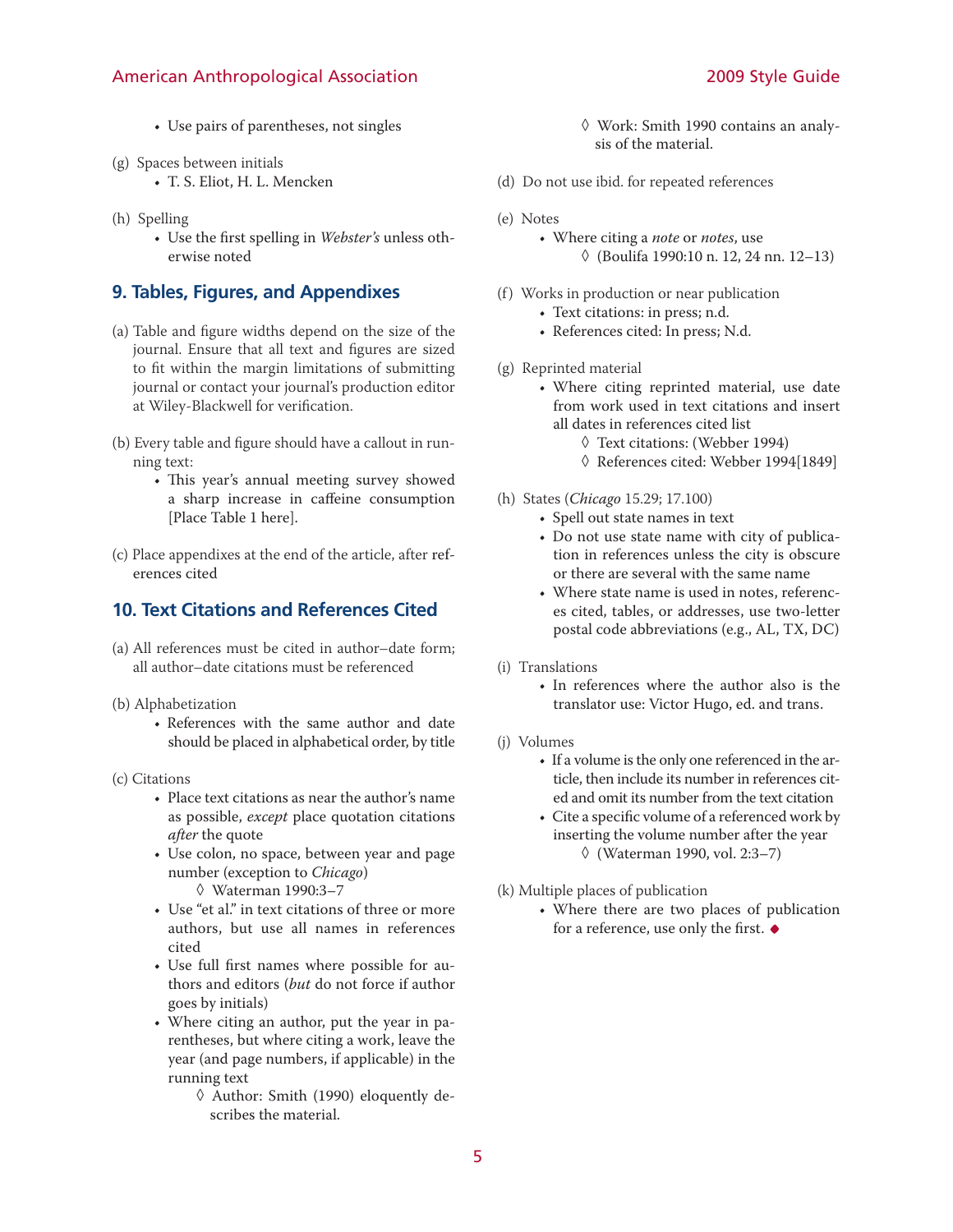- Use pairs of parentheses, not singles

(g) Spaces between initials

- T. S. Eliot, H. L. Mencken

(h) Spelling

- Use the first spelling in *Webster's* unless otherwise noted

## 9. Tables, Figures, and Appendixes

(a) Table and figure widths depend on the size of the journal. Ensure that all text and figures are sized to fit within the margin limitations of submitting journal or contact your journal's production editor at Wiley-Blackwell for verification.

(b) Every table and figure should have a callout in running text:

- This year's annual meeting survey showed a sharp increase in caffeine consumption [Place Table 1 here].

(c) Place appendixes at the end of the article, after references cited

## 10. Text Citations and References Cited

(a) All references must be cited in author–date form; all author–date citations must be referenced

(b) Alphabetization

- References with the same author and date should be placed in alphabetical order, by title

(c) Citations

- Place text citations as near the author's name as possible, *except* place quotation citations *after* the quote
- Use colon, no space, between year and page number (exception to *Chicago*)
  - ◊ Waterman 1990:3–7
- Use "et al." in text citations of three or more authors, but use all names in references cited
- Use full first names where possible for authors and editors (*but* do not force if author goes by initials)
- Where citing an author, put the year in parentheses, but where citing a work, leave the year (and page numbers, if applicable) in the running text
  - ◊ Author: Smith (1990) eloquently describes the material.
  - ◊ Work: Smith 1990 contains an analysis of the material.

(d) Do not use ibid. for repeated references

(e) Notes

- Where citing a *note* or *notes*, use
  - ◊ (Boulifa 1990:10 n. 12, 24 nn. 12–13)

(f) Works in production or near publication

- Text citations: in press; n.d.
- References cited: In press; N.d.

(g) Reprinted material

- Where citing reprinted material, use date from work used in text citations and insert all dates in references cited list
  - ◊ Text citations: (Webber 1994)
  - ◊ References cited: Webber 1994[1849]

(h) States (*Chicago* 15.29; 17.100)

- Spell out state names in text
- Do not use state name with city of publication in references unless the city is obscure or there are several with the same name
- Where state name is used in notes, references cited, tables, or addresses, use two-letter postal code abbreviations (e.g., AL, TX, DC)

(i) Translations

- In references where the author also is the translator use: Victor Hugo, ed. and trans.

(j) Volumes

- If a volume is the only one referenced in the article, then include its number in references cited and omit its number from the text citation
- Cite a specific volume of a referenced work by inserting the volume number after the year
  - ◊ (Waterman 1990, vol. 2:3–7)

(k) Multiple places of publication

- Where there are two places of publication for a reference, use only the first. ◆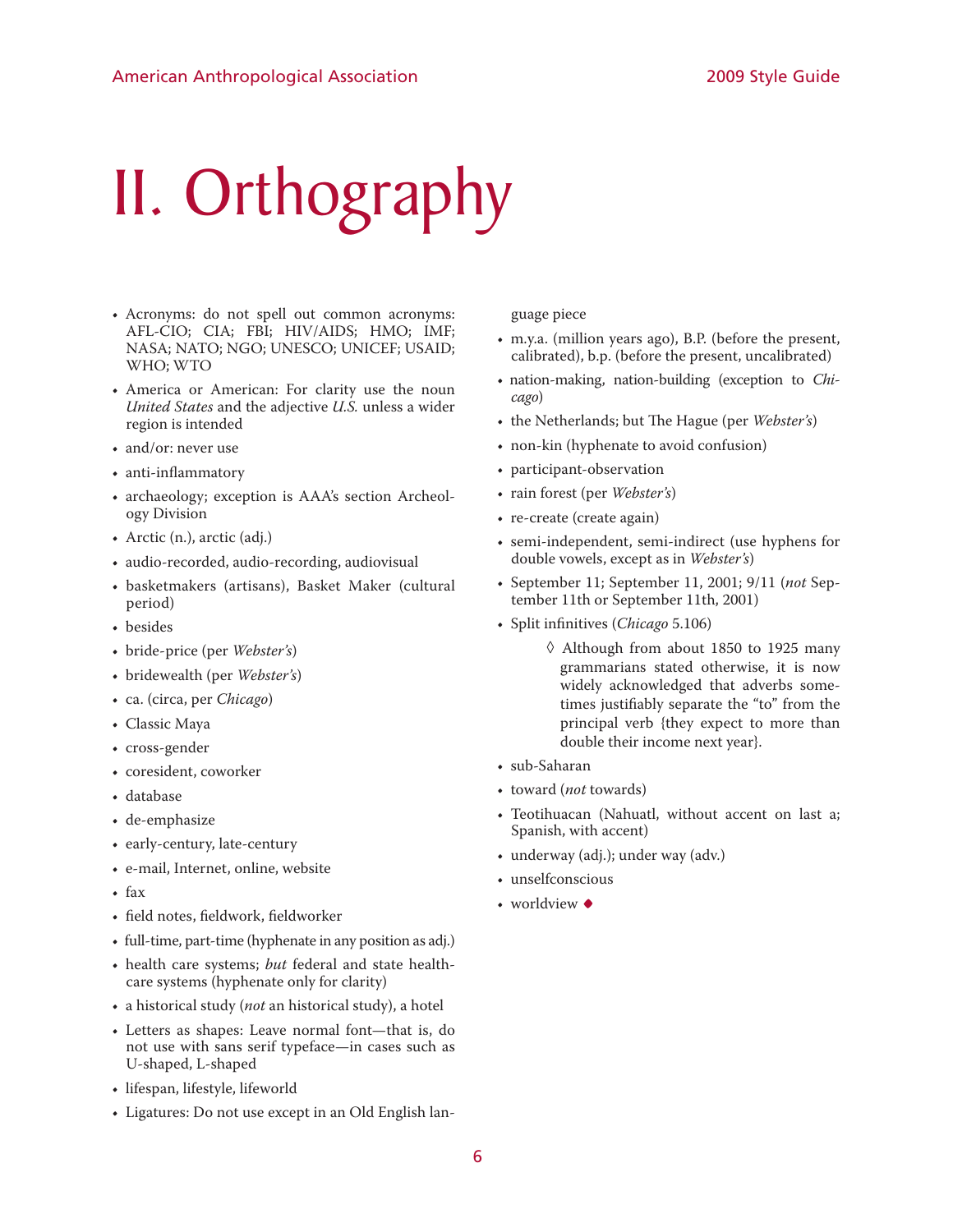# II. Orthography

- Acronyms: do not spell out common acronyms: AFL-CIO; CIA; FBI; HIV/AIDS; HMO; IMF; NASA; NATO; NGO; UNESCO; UNICEF; USAID; WHO; WTO
- America or American: For clarity use the noun *United States* and the adjective *U.S.* unless a wider region is intended
- and/or: never use
- anti-inflammatory
- archaeology; exception is AAA's section Archeology Division
- Arctic (n.), arctic (adj.)
- audio-recorded, audio-recording, audiovisual
- basketmakers (artisans), Basket Maker (cultural period)
- besides
- bride-price (per *Webster's*)
- bridewealth (per *Webster's*)
- ca. (circa, per *Chicago*)
- Classic Maya
- cross-gender
- coresident, coworker
- database
- de-emphasize
- early-century, late-century
- e-mail, Internet, online, website
- fax
- field notes, fieldwork, fieldworker
- full-time, part-time (hyphenate in any position as adj.)
- health care systems; *but* federal and state health-care systems (hyphenate only for clarity)
- a historical study (*not* an historical study), a hotel
- Letters as shapes: Leave normal font—that is, do not use with sans serif typeface—in cases such as U-shaped, L-shaped
- lifespan, lifestyle, lifeworld
- Ligatures: Do not use except in an Old English language piece
- m.y.a. (million years ago), B.P. (before the present, calibrated), b.p. (before the present, uncalibrated)
- nation-making, nation-building (exception to *Chicago*)
- the Netherlands; but The Hague (per *Webster's*)
- non-kin (hyphenate to avoid confusion)
- participant-observation
- rain forest (per *Webster's*)
- re-create (create again)
- semi-independent, semi-indirect (use hyphens for double vowels, except as in *Webster's*)
- September 11; September 11, 2001; 9/11 (*not* September 11th or September 11th, 2001)
- Split infinitives (*Chicago* 5.106)
    - ◊ Although from about 1850 to 1925 many grammarians stated otherwise, it is now widely acknowledged that adverbs sometimes justifiably separate the "to" from the principal verb {they expect to more than double their income next year}.
- sub-Saharan
- toward (*not* towards)
- Teotihuacan (Nahuatl, without accent on last a; Spanish, with accent)
- underway (adj.); under way (adv.)
- unselfconscious
- worldview ◆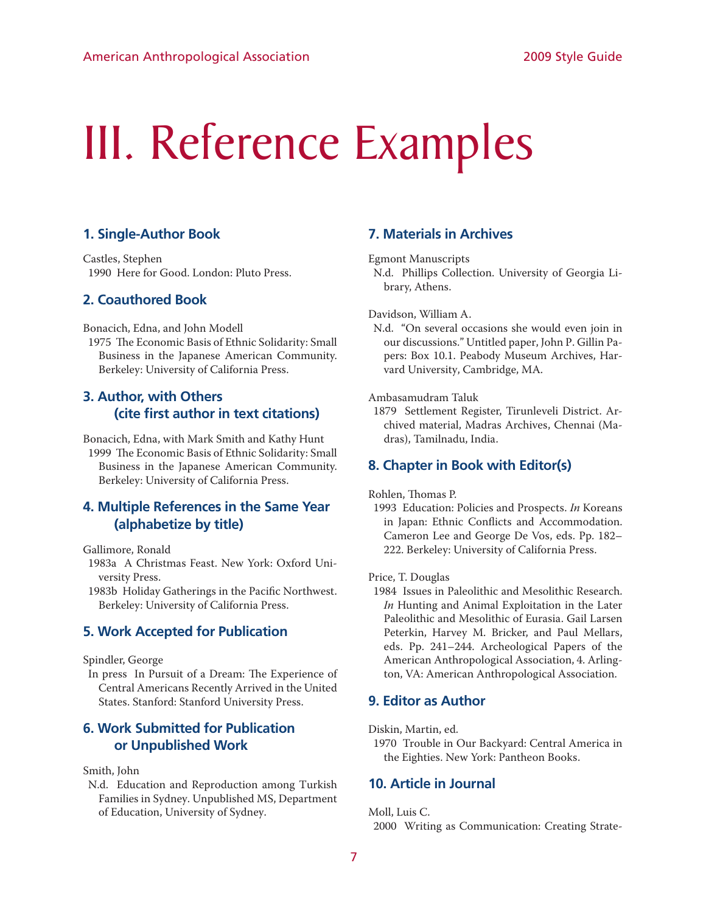# III. Reference Examples

### 1. Single-Author Book

Castles, Stephen
1990 Here for Good. London: Pluto Press.

### 2. Coauthored Book

Bonacich, Edna, and John Modell
1975 The Economic Basis of Ethnic Solidarity: Small Business in the Japanese American Community. Berkeley: University of California Press.

### 3. Author, with Others (cite first author in text citations)

Bonacich, Edna, with Mark Smith and Kathy Hunt
1999 The Economic Basis of Ethnic Solidarity: Small Business in the Japanese American Community. Berkeley: University of California Press.

### 4. Multiple References in the Same Year (alphabetize by title)

Gallimore, Ronald
1983a A Christmas Feast. New York: Oxford University Press.
1983b Holiday Gatherings in the Pacific Northwest. Berkeley: University of California Press.

### 5. Work Accepted for Publication

Spindler, George
In press In Pursuit of a Dream: The Experience of Central Americans Recently Arrived in the United States. Stanford: Stanford University Press.

### 6. Work Submitted for Publication or Unpublished Work

Smith, John
N.d. Education and Reproduction among Turkish Families in Sydney. Unpublished MS, Department of Education, University of Sydney.

### 7. Materials in Archives

Egmont Manuscripts
N.d. Phillips Collection. University of Georgia Library, Athens.

Davidson, William A.
N.d. "On several occasions she would even join in our discussions." Untitled paper, John P. Gillin Papers: Box 10.1. Peabody Museum Archives, Harvard University, Cambridge, MA.

Ambasamudram Taluk
1879 Settlement Register, Tirunleveli District. Archived material, Madras Archives, Chennai (Madras), Tamilnadu, India.

### 8. Chapter in Book with Editor(s)

Rohlen, Thomas P.
1993 Education: Policies and Prospects. *In* Koreans in Japan: Ethnic Conflicts and Accommodation. Cameron Lee and George De Vos, eds. Pp. 182–222. Berkeley: University of California Press.

Price, T. Douglas
1984 Issues in Paleolithic and Mesolithic Research. *In* Hunting and Animal Exploitation in the Later Paleolithic and Mesolithic of Eurasia. Gail Larsen Peterkin, Harvey M. Bricker, and Paul Mellars, eds. Pp. 241–244. Archeological Papers of the American Anthropological Association, 4. Arlington, VA: American Anthropological Association.

### 9. Editor as Author

Diskin, Martin, ed.
1970 Trouble in Our Backyard: Central America in the Eighties. New York: Pantheon Books.

### 10. Article in Journal

Moll, Luis C.
2000 Writing as Communication: Creating Strate-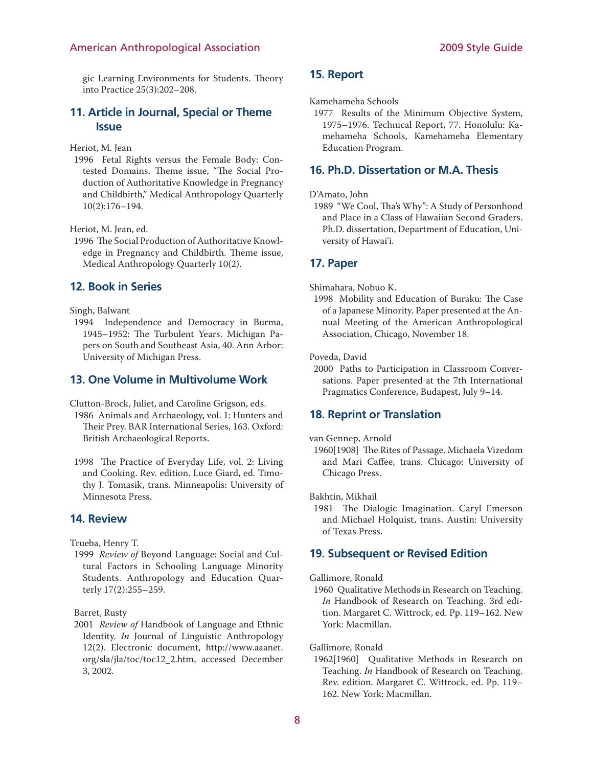gic Learning Environments for Students. Theory into Practice 25(3):202–208.

### 11. Article in Journal, Special or Theme Issue

Heriot, M. Jean
1996 Fetal Rights versus the Female Body: Contested Domains. Theme issue, "The Social Production of Authoritative Knowledge in Pregnancy and Childbirth," Medical Anthropology Quarterly 10(2):176–194.

Heriot, M. Jean, ed.
1996 The Social Production of Authoritative Knowledge in Pregnancy and Childbirth. Theme issue, Medical Anthropology Quarterly 10(2).

### 12. Book in Series

Singh, Balwant
1994 Independence and Democracy in Burma, 1945–1952: The Turbulent Years. Michigan Papers on South and Southeast Asia, 40. Ann Arbor: University of Michigan Press.

### 13. One Volume in Multivolume Work

Clutton-Brock, Juliet, and Caroline Grigson, eds.
1986 Animals and Archaeology, vol. 1: Hunters and Their Prey. BAR International Series, 163. Oxford: British Archaeological Reports.

1998 The Practice of Everyday Life, vol. 2: Living and Cooking. Rev. edition. Luce Giard, ed. Timothy J. Tomasik, trans. Minneapolis: University of Minnesota Press.

### 14. Review

Trueba, Henry T.
1999 *Review of* Beyond Language: Social and Cultural Factors in Schooling Language Minority Students. Anthropology and Education Quarterly 17(2):255–259.

Barret, Rusty
2001 *Review of* Handbook of Language and Ethnic Identity. *In* Journal of Linguistic Anthropology 12(2). Electronic document, http://www.aaanet.org/sla/jla/toc/toc12_2.htm, accessed December 3, 2002.

### 15. Report

Kamehameha Schools
1977 Results of the Minimum Objective System, 1975–1976. Technical Report, 77. Honolulu: Kamehameha Schools, Kamehameha Elementary Education Program.

### 16. Ph.D. Dissertation or M.A. Thesis

D'Amato, John
1989 "We Cool, Tha's Why": A Study of Personhood and Place in a Class of Hawaiian Second Graders. Ph.D. dissertation, Department of Education, University of Hawai'i.

### 17. Paper

Shimahara, Nobuo K.
1998 Mobility and Education of Buraku: The Case of a Japanese Minority. Paper presented at the Annual Meeting of the American Anthropological Association, Chicago, November 18.

Poveda, David
2000 Paths to Participation in Classroom Conversations. Paper presented at the 7th International Pragmatics Conference, Budapest, July 9–14.

### 18. Reprint or Translation

van Gennep, Arnold
1960[1908] The Rites of Passage. Michaela Vizedom and Mari Caffee, trans. Chicago: University of Chicago Press.

Bakhtin, Mikhail
1981 The Dialogic Imagination. Caryl Emerson and Michael Holquist, trans. Austin: University of Texas Press.

### 19. Subsequent or Revised Edition

Gallimore, Ronald
1960 Qualitative Methods in Research on Teaching. *In* Handbook of Research on Teaching. 3rd edition. Margaret C. Wittrock, ed. Pp. 119–162. New York: Macmillan.

Gallimore, Ronald
1962[1960] Qualitative Methods in Research on Teaching. *In* Handbook of Research on Teaching. Rev. edition. Margaret C. Wittrock, ed. Pp. 119–162. New York: Macmillan.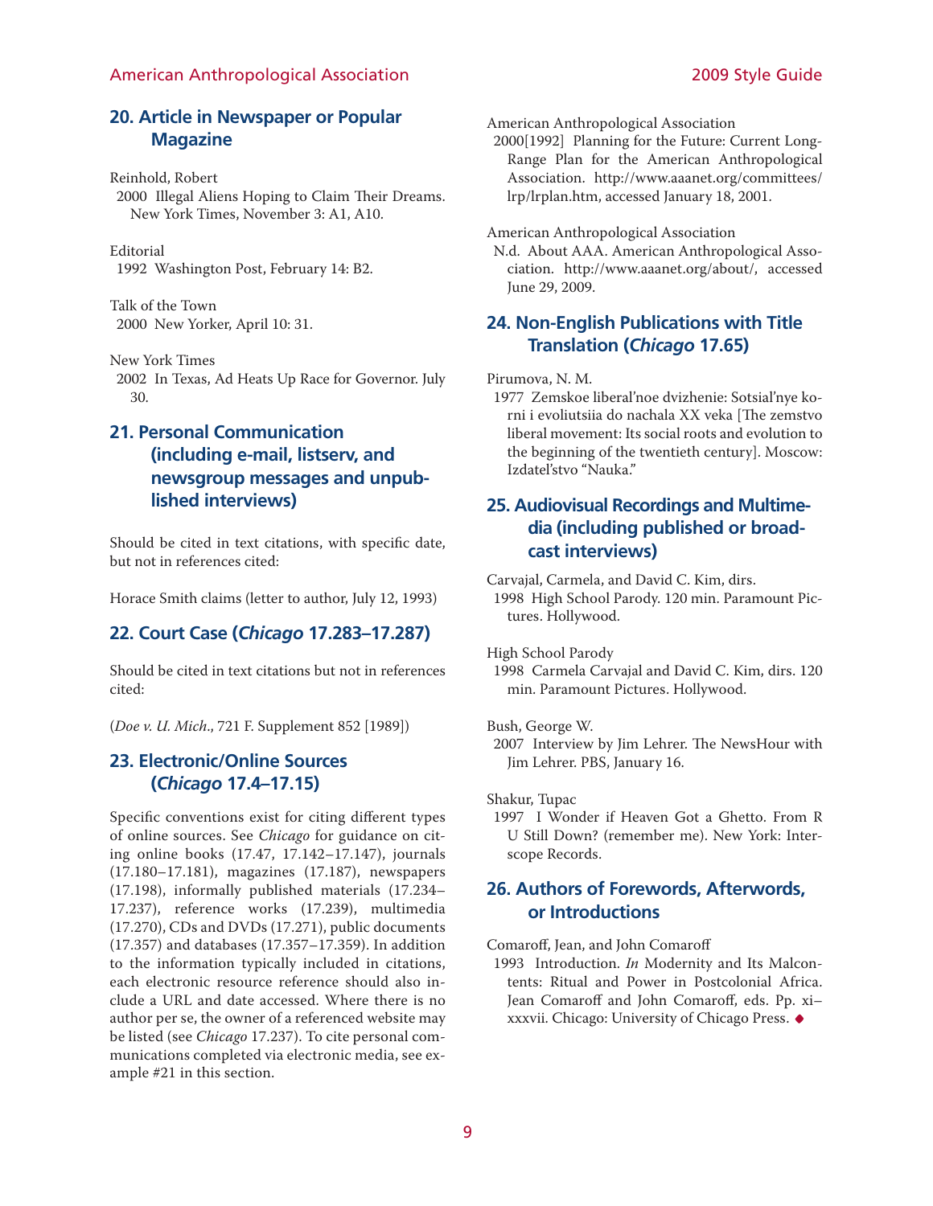## 20. Article in Newspaper or Popular Magazine

Reinhold, Robert
2000 Illegal Aliens Hoping to Claim Their Dreams. New York Times, November 3: A1, A10.

Editorial
1992 Washington Post, February 14: B2.

Talk of the Town
2000 New Yorker, April 10: 31.

New York Times
2002 In Texas, Ad Heats Up Race for Governor. July 30.

## 21. Personal Communication (including e-mail, listserv, and newsgroup messages and unpublished interviews)

Should be cited in text citations, with specific date, but not in references cited:

Horace Smith claims (letter to author, July 12, 1993)

## 22. Court Case (*Chicago* 17.283–17.287)

Should be cited in text citations but not in references cited:

(*Doe v. U. Mich*., 721 F. Supplement 852 [1989])

## 23. Electronic/Online Sources (*Chicago* 17.4–17.15)

Specific conventions exist for citing different types of online sources. See *Chicago* for guidance on citing online books (17.47, 17.142–17.147), journals (17.180–17.181), magazines (17.187), newspapers (17.198), informally published materials (17.234–17.237), reference works (17.239), multimedia (17.270), CDs and DVDs (17.271), public documents (17.357) and databases (17.357–17.359). In addition to the information typically included in citations, each electronic resource reference should also include a URL and date accessed. Where there is no author per se, the owner of a referenced website may be listed (see *Chicago* 17.237). To cite personal communications completed via electronic media, see example #21 in this section.

American Anthropological Association
2000[1992] Planning for the Future: Current Long-Range Plan for the American Anthropological Association. http://www.aaanet.org/committees/lrp/lrplan.htm, accessed January 18, 2001.

American Anthropological Association
N.d. About AAA. American Anthropological Association. http://www.aaanet.org/about/, accessed June 29, 2009.

## 24. Non-English Publications with Title Translation (*Chicago* 17.65)

Pirumova, N. M.
1977 Zemskoe liberal'noe dvizhenie: Sotsial'nye korni i evoliutsiia do nachala XX veka [The zemstvo liberal movement: Its social roots and evolution to the beginning of the twentieth century]. Moscow: Izdatel'stvo "Nauka."

## 25. Audiovisual Recordings and Multimedia (including published or broadcast interviews)

Carvajal, Carmela, and David C. Kim, dirs.
1998 High School Parody. 120 min. Paramount Pictures. Hollywood.

High School Parody
1998 Carmela Carvajal and David C. Kim, dirs. 120 min. Paramount Pictures. Hollywood.

Bush, George W.
2007 Interview by Jim Lehrer. The NewsHour with Jim Lehrer. PBS, January 16.

Shakur, Tupac
1997 I Wonder if Heaven Got a Ghetto. From R U Still Down? (remember me). New York: Interscope Records.

## 26. Authors of Forewords, Afterwords, or Introductions

Comaroff, Jean, and John Comaroff
1993 Introduction. *In* Modernity and Its Malcontents: Ritual and Power in Postcolonial Africa. Jean Comaroff and John Comaroff, eds. Pp. xi–xxxvii. Chicago: University of Chicago Press. ◆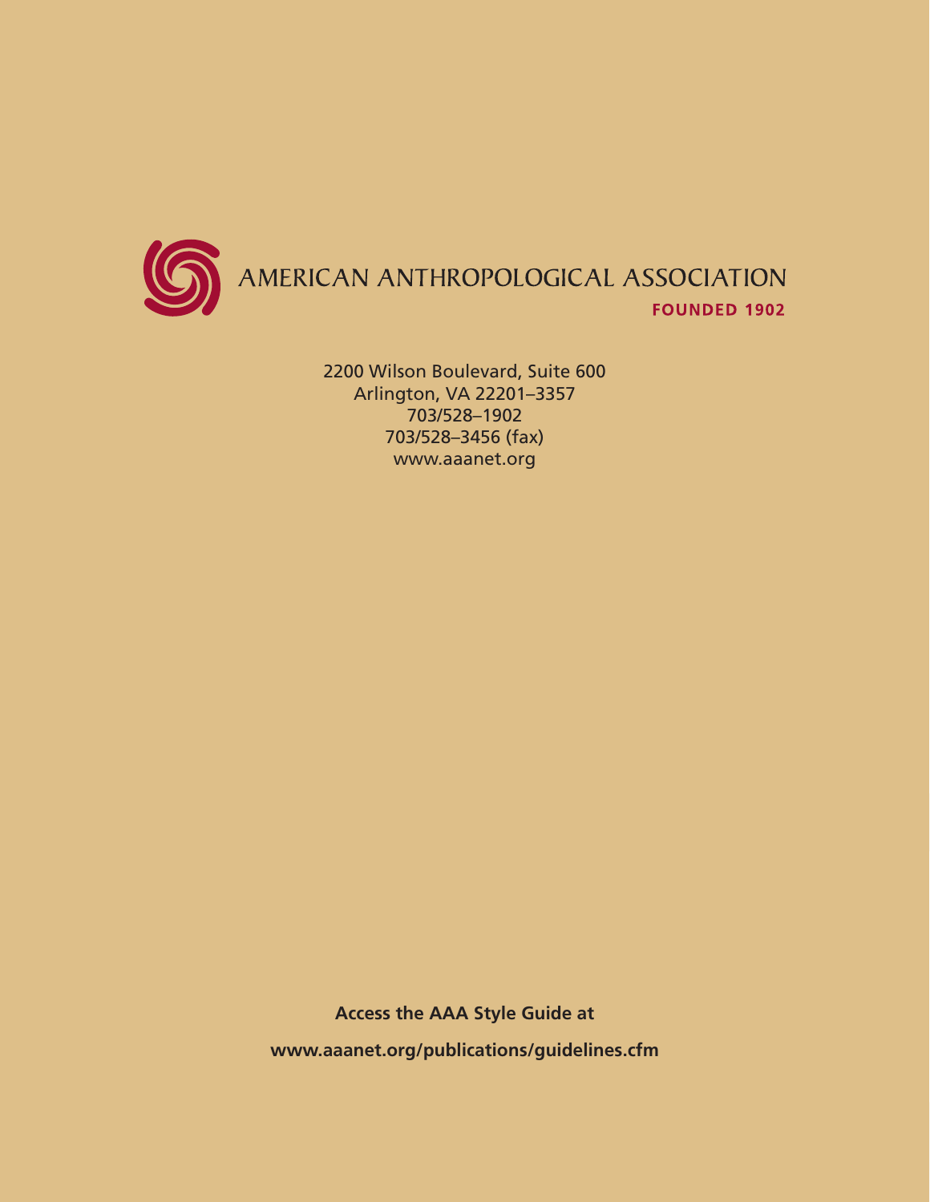AMERICAN ANTHROPOLOGICAL ASSOCIATION

**FOUNDED 1902**

2200 Wilson Boulevard, Suite 600
Arlington, VA 22201–3357
703/528–1902
703/528–3456 (fax)
www.aaanet.org

**Access the AAA Style Guide at**

**www.aaanet.org/publications/guidelines.cfm**